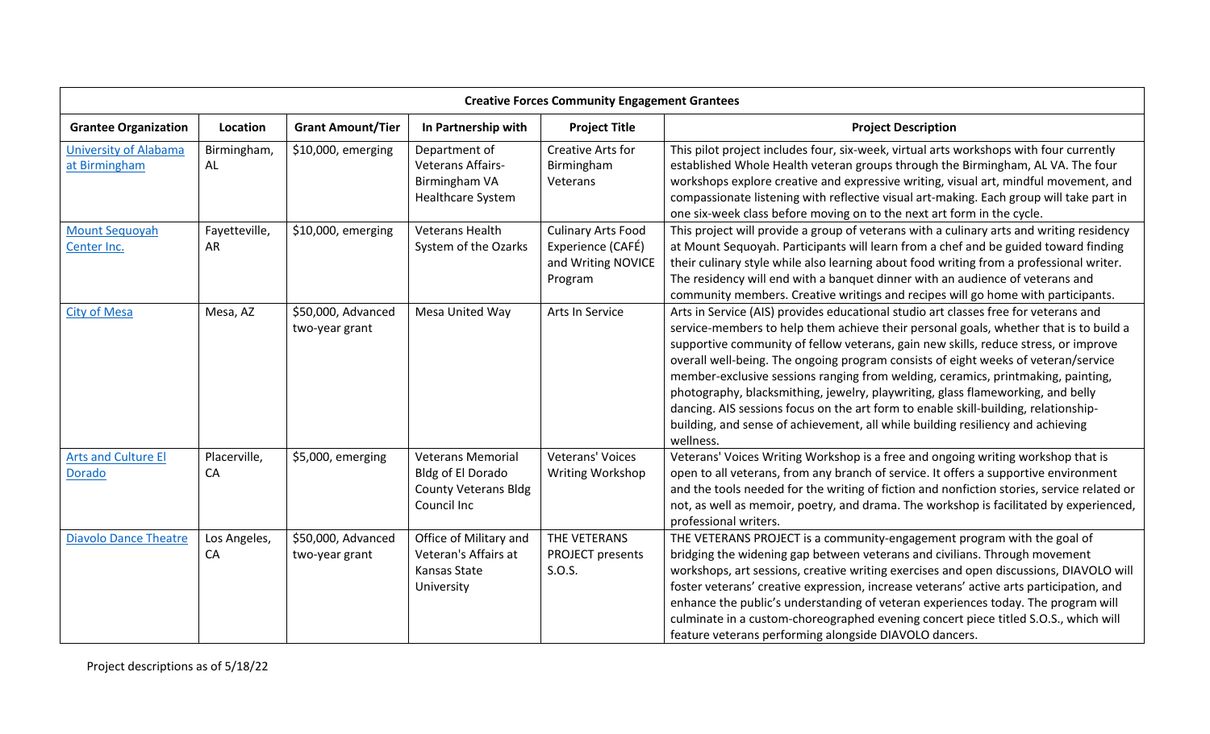| Creative Forces Community Engagement Grantees | | | | | |
|---|---|---|---|---|---|
| **Grantee Organization** | **Location** | **Grant Amount/Tier** | **In Partnership with** | **Project Title** | **Project Description** |
| University of Alabama at Birmingham | Birmingham, AL | $10,000, emerging | Department of Veterans Affairs-Birmingham VA Healthcare System | Creative Arts for Birmingham Veterans | This pilot project includes four, six-week, virtual arts workshops with four currently established Whole Health veteran groups through the Birmingham, AL VA. The four workshops explore creative and expressive writing, visual art, mindful movement, and compassionate listening with reflective visual art-making. Each group will take part in one six-week class before moving on to the next art form in the cycle. |
| Mount Sequoyah Center Inc. | Fayetteville, AR | $10,000, emerging | Veterans Health System of the Ozarks | Culinary Arts Food Experience (CAFÉ) and Writing NOVICE Program | This project will provide a group of veterans with a culinary arts and writing residency at Mount Sequoyah. Participants will learn from a chef and be guided toward finding their culinary style while also learning about food writing from a professional writer. The residency will end with a banquet dinner with an audience of veterans and community members. Creative writings and recipes will go home with participants. |
| City of Mesa | Mesa, AZ | $50,000, Advanced two-year grant | Mesa United Way | Arts In Service | Arts in Service (AIS) provides educational studio art classes free for veterans and service-members to help them achieve their personal goals, whether that is to build a supportive community of fellow veterans, gain new skills, reduce stress, or improve overall well-being. The ongoing program consists of eight weeks of veteran/service member-exclusive sessions ranging from welding, ceramics, printmaking, painting, photography, blacksmithing, jewelry, playwriting, glass flameworking, and belly dancing. AIS sessions focus on the art form to enable skill-building, relationship-building, and sense of achievement, all while building resiliency and achieving wellness. |
| Arts and Culture El Dorado | Placerville, CA | $5,000, emerging | Veterans Memorial Bldg of El Dorado County Veterans Bldg Council Inc | Veterans' Voices Writing Workshop | Veterans' Voices Writing Workshop is a free and ongoing writing workshop that is open to all veterans, from any branch of service. It offers a supportive environment and the tools needed for the writing of fiction and nonfiction stories, service related or not, as well as memoir, poetry, and drama. The workshop is facilitated by experienced, professional writers. |
| Diavolo Dance Theatre | Los Angeles, CA | $50,000, Advanced two-year grant | Office of Military and Veteran's Affairs at Kansas State University | THE VETERANS PROJECT presents S.O.S. | THE VETERANS PROJECT is a community-engagement program with the goal of bridging the widening gap between veterans and civilians. Through movement workshops, art sessions, creative writing exercises and open discussions, DIAVOLO will foster veterans' creative expression, increase veterans' active arts participation, and enhance the public's understanding of veteran experiences today. The program will culminate in a custom-choreographed evening concert piece titled S.O.S., which will feature veterans performing alongside DIAVOLO dancers. |

Project descriptions as of 5/18/22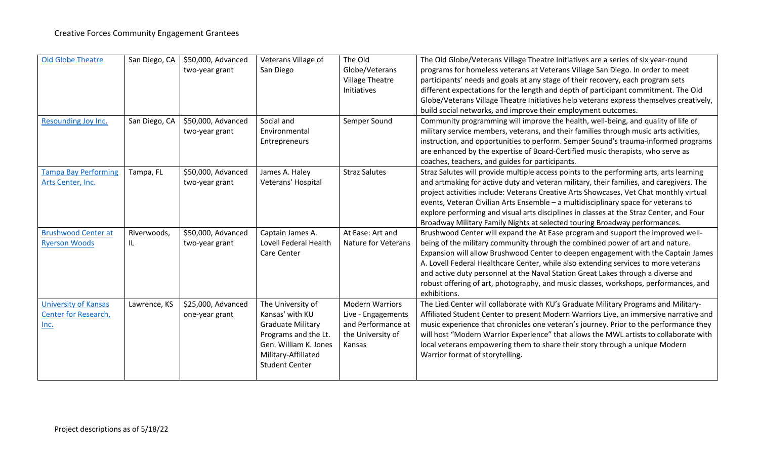## Creative Forces Community Engagement Grantees

| | | | | | |
|---|---|---|---|---|---|
| Old Globe Theatre | San Diego, CA | $50,000, Advanced two-year grant | Veterans Village of San Diego | The Old Globe/Veterans Village Theatre Initiatives | The Old Globe/Veterans Village Theatre Initiatives are a series of six year-round programs for homeless veterans at Veterans Village San Diego. In order to meet participants' needs and goals at any stage of their recovery, each program sets different expectations for the length and depth of participant commitment. The Old Globe/Veterans Village Theatre Initiatives help veterans express themselves creatively, build social networks, and improve their employment outcomes. |
| Resounding Joy Inc. | San Diego, CA | $50,000, Advanced two-year grant | Social and Environmental Entrepreneurs | Semper Sound | Community programming will improve the health, well-being, and quality of life of military service members, veterans, and their families through music arts activities, instruction, and opportunities to perform. Semper Sound's trauma-informed programs are enhanced by the expertise of Board-Certified music therapists, who serve as coaches, teachers, and guides for participants. |
| Tampa Bay Performing Arts Center, Inc. | Tampa, FL | $50,000, Advanced two-year grant | James A. Haley Veterans' Hospital | Straz Salutes | Straz Salutes will provide multiple access points to the performing arts, arts learning and artmaking for active duty and veteran military, their families, and caregivers. The project activities include: Veterans Creative Arts Showcases, Vet Chat monthly virtual events, Veteran Civilian Arts Ensemble – a multidisciplinary space for veterans to explore performing and visual arts disciplines in classes at the Straz Center, and Four Broadway Military Family Nights at selected touring Broadway performances. |
| Brushwood Center at Ryerson Woods | Riverwoods, IL | $50,000, Advanced two-year grant | Captain James A. Lovell Federal Health Care Center | At Ease: Art and Nature for Veterans | Brushwood Center will expand the At Ease program and support the improved well-being of the military community through the combined power of art and nature. Expansion will allow Brushwood Center to deepen engagement with the Captain James A. Lovell Federal Healthcare Center, while also extending services to more veterans and active duty personnel at the Naval Station Great Lakes through a diverse and robust offering of art, photography, and music classes, workshops, performances, and exhibitions. |
| University of Kansas Center for Research, Inc. | Lawrence, KS | $25,000, Advanced one-year grant | The University of Kansas' with KU Graduate Military Programs and the Lt. Gen. William K. Jones Military-Affiliated Student Center | Modern Warriors Live - Engagements and Performance at the University of Kansas | The Lied Center will collaborate with KU's Graduate Military Programs and Military-Affiliated Student Center to present Modern Warriors Live, an immersive narrative and music experience that chronicles one veteran's journey. Prior to the performance they will host "Modern Warrior Experience" that allows the MWL artists to collaborate with local veterans empowering them to share their story through a unique Modern Warrior format of storytelling. |

Project descriptions as of 5/18/22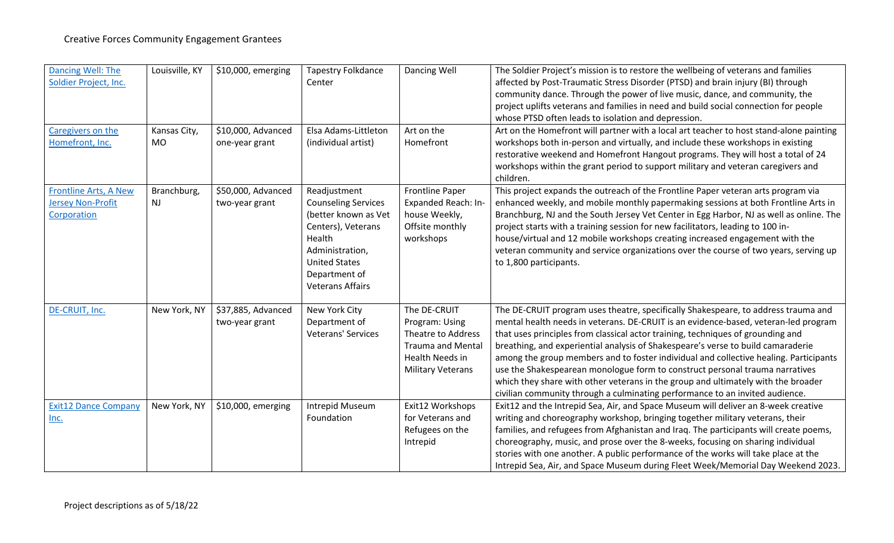Creative Forces Community Engagement Grantees

| | | | | | |
|---|---|---|---|---|---|
| Dancing Well: The Soldier Project, Inc. | Louisville, KY | $10,000, emerging | Tapestry Folkdance Center | Dancing Well | The Soldier Project's mission is to restore the wellbeing of veterans and families affected by Post-Traumatic Stress Disorder (PTSD) and brain injury (BI) through community dance. Through the power of live music, dance, and community, the project uplifts veterans and families in need and build social connection for people whose PTSD often leads to isolation and depression. |
| Caregivers on the Homefront, Inc. | Kansas City, MO | $10,000, Advanced one-year grant | Elsa Adams-Littleton (individual artist) | Art on the Homefront | Art on the Homefront will partner with a local art teacher to host stand-alone painting workshops both in-person and virtually, and include these workshops in existing restorative weekend and Homefront Hangout programs. They will host a total of 24 workshops within the grant period to support military and veteran caregivers and children. |
| Frontline Arts, A New Jersey Non-Profit Corporation | Branchburg, NJ | $50,000, Advanced two-year grant | Readjustment Counseling Services (better known as Vet Centers), Veterans Health Administration, United States Department of Veterans Affairs | Frontline Paper Expanded Reach: In-house Weekly, Offsite monthly workshops | This project expands the outreach of the Frontline Paper veteran arts program via enhanced weekly, and mobile monthly papermaking sessions at both Frontline Arts in Branchburg, NJ and the South Jersey Vet Center in Egg Harbor, NJ as well as online. The project starts with a training session for new facilitators, leading to 100 in-house/virtual and 12 mobile workshops creating increased engagement with the veteran community and service organizations over the course of two years, serving up to 1,800 participants. |
| DE-CRUIT, Inc. | New York, NY | $37,885, Advanced two-year grant | New York City Department of Veterans' Services | The DE-CRUIT Program: Using Theatre to Address Trauma and Mental Health Needs in Military Veterans | The DE-CRUIT program uses theatre, specifically Shakespeare, to address trauma and mental health needs in veterans. DE-CRUIT is an evidence-based, veteran-led program that uses principles from classical actor training, techniques of grounding and breathing, and experiential analysis of Shakespeare's verse to build camaraderie among the group members and to foster individual and collective healing. Participants use the Shakespearean monologue form to construct personal trauma narratives which they share with other veterans in the group and ultimately with the broader civilian community through a culminating performance to an invited audience. |
| Exit12 Dance Company Inc. | New York, NY | $10,000, emerging | Intrepid Museum Foundation | Exit12 Workshops for Veterans and Refugees on the Intrepid | Exit12 and the Intrepid Sea, Air, and Space Museum will deliver an 8-week creative writing and choreography workshop, bringing together military veterans, their families, and refugees from Afghanistan and Iraq. The participants will create poems, choreography, music, and prose over the 8-weeks, focusing on sharing individual stories with one another. A public performance of the works will take place at the Intrepid Sea, Air, and Space Museum during Fleet Week/Memorial Day Weekend 2023. |

Project descriptions as of 5/18/22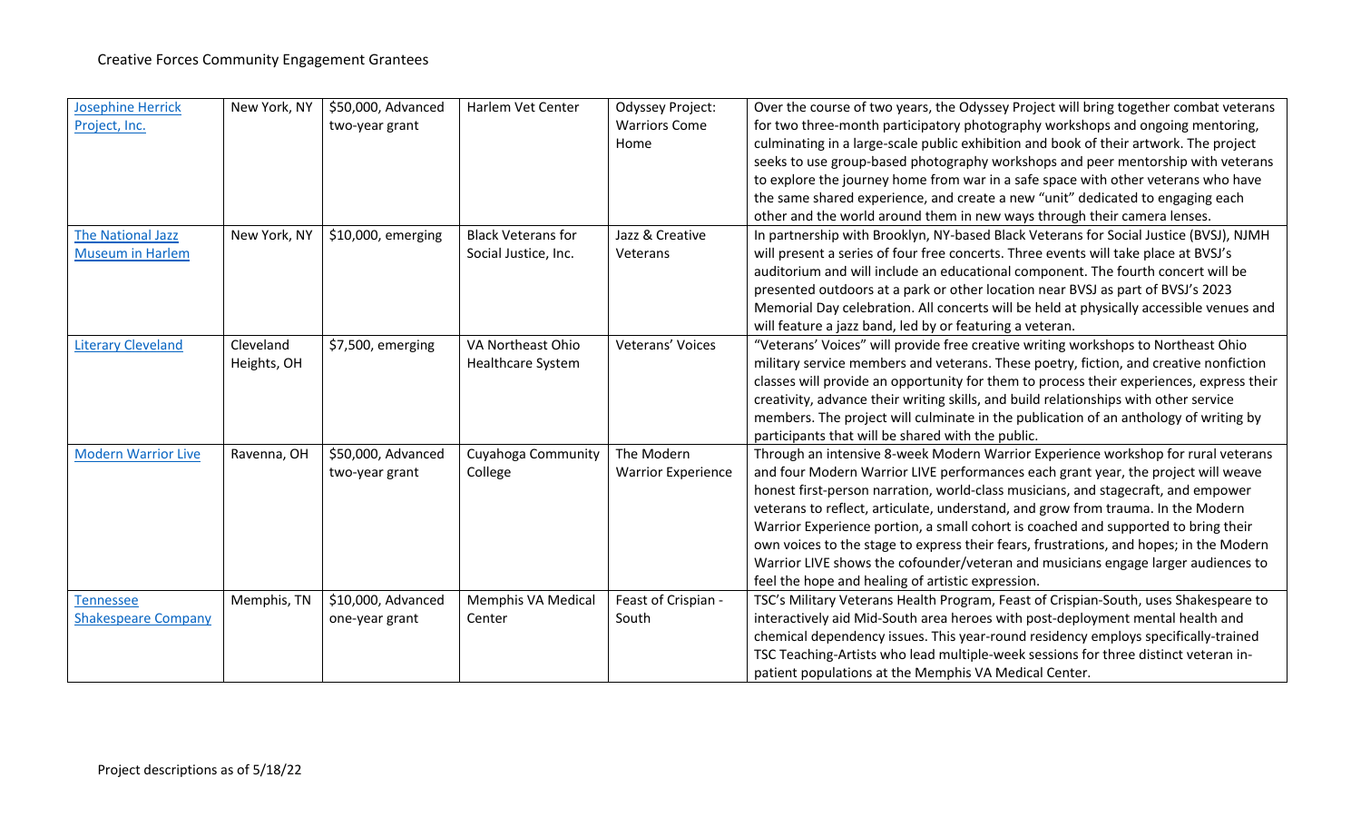Creative Forces Community Engagement Grantees

| | | | | | |
|---|---|---|---|---|---|
| Josephine Herrick Project, Inc. | New York, NY | $50,000, Advanced two-year grant | Harlem Vet Center | Odyssey Project: Warriors Come Home | Over the course of two years, the Odyssey Project will bring together combat veterans for two three-month participatory photography workshops and ongoing mentoring, culminating in a large-scale public exhibition and book of their artwork. The project seeks to use group-based photography workshops and peer mentorship with veterans to explore the journey home from war in a safe space with other veterans who have the same shared experience, and create a new "unit" dedicated to engaging each other and the world around them in new ways through their camera lenses. |
| The National Jazz Museum in Harlem | New York, NY | $10,000, emerging | Black Veterans for Social Justice, Inc. | Jazz & Creative Veterans | In partnership with Brooklyn, NY-based Black Veterans for Social Justice (BVSJ), NJMH will present a series of four free concerts. Three events will take place at BVSJ's auditorium and will include an educational component. The fourth concert will be presented outdoors at a park or other location near BVSJ as part of BVSJ's 2023 Memorial Day celebration. All concerts will be held at physically accessible venues and will feature a jazz band, led by or featuring a veteran. |
| Literary Cleveland | Cleveland Heights, OH | $7,500, emerging | VA Northeast Ohio Healthcare System | Veterans' Voices | "Veterans' Voices" will provide free creative writing workshops to Northeast Ohio military service members and veterans. These poetry, fiction, and creative nonfiction classes will provide an opportunity for them to process their experiences, express their creativity, advance their writing skills, and build relationships with other service members. The project will culminate in the publication of an anthology of writing by participants that will be shared with the public. |
| Modern Warrior Live | Ravenna, OH | $50,000, Advanced two-year grant | Cuyahoga Community College | The Modern Warrior Experience | Through an intensive 8-week Modern Warrior Experience workshop for rural veterans and four Modern Warrior LIVE performances each grant year, the project will weave honest first-person narration, world-class musicians, and stagecraft, and empower veterans to reflect, articulate, understand, and grow from trauma. In the Modern Warrior Experience portion, a small cohort is coached and supported to bring their own voices to the stage to express their fears, frustrations, and hopes; in the Modern Warrior LIVE shows the cofounder/veteran and musicians engage larger audiences to feel the hope and healing of artistic expression. |
| Tennessee Shakespeare Company | Memphis, TN | $10,000, Advanced one-year grant | Memphis VA Medical Center | Feast of Crispian - South | TSC's Military Veterans Health Program, Feast of Crispian-South, uses Shakespeare to interactively aid Mid-South area heroes with post-deployment mental health and chemical dependency issues. This year-round residency employs specifically-trained TSC Teaching-Artists who lead multiple-week sessions for three distinct veteran in-patient populations at the Memphis VA Medical Center. |

Project descriptions as of 5/18/22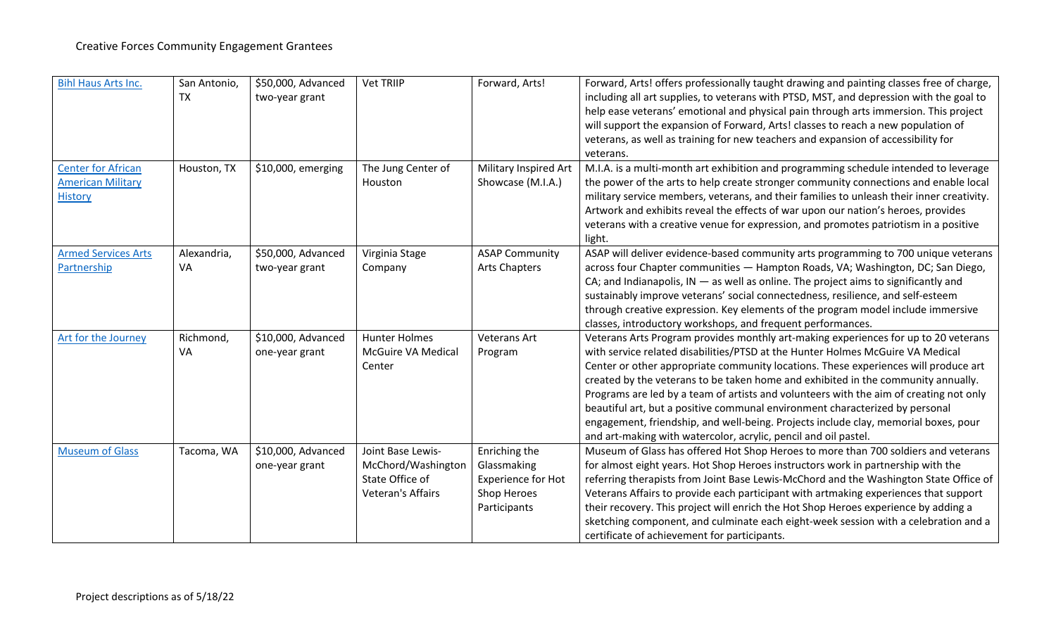Creative Forces Community Engagement Grantees

| | | | | | |
|---|---|---|---|---|---|
| Bihl Haus Arts Inc. | San Antonio, TX | $50,000, Advanced two-year grant | Vet TRIIP | Forward, Arts! | Forward, Arts! offers professionally taught drawing and painting classes free of charge, including all art supplies, to veterans with PTSD, MST, and depression with the goal to help ease veterans' emotional and physical pain through arts immersion. This project will support the expansion of Forward, Arts! classes to reach a new population of veterans, as well as training for new teachers and expansion of accessibility for veterans. |
| Center for African American Military History | Houston, TX | $10,000, emerging | The Jung Center of Houston | Military Inspired Art Showcase (M.I.A.) | M.I.A. is a multi-month art exhibition and programming schedule intended to leverage the power of the arts to help create stronger community connections and enable local military service members, veterans, and their families to unleash their inner creativity. Artwork and exhibits reveal the effects of war upon our nation's heroes, provides veterans with a creative venue for expression, and promotes patriotism in a positive light. |
| Armed Services Arts Partnership | Alexandria, VA | $50,000, Advanced two-year grant | Virginia Stage Company | ASAP Community Arts Chapters | ASAP will deliver evidence-based community arts programming to 700 unique veterans across four Chapter communities — Hampton Roads, VA; Washington, DC; San Diego, CA; and Indianapolis, IN — as well as online. The project aims to significantly and sustainably improve veterans' social connectedness, resilience, and self-esteem through creative expression. Key elements of the program model include immersive classes, introductory workshops, and frequent performances. |
| Art for the Journey | Richmond, VA | $10,000, Advanced one-year grant | Hunter Holmes McGuire VA Medical Center | Veterans Art Program | Veterans Arts Program provides monthly art-making experiences for up to 20 veterans with service related disabilities/PTSD at the Hunter Holmes McGuire VA Medical Center or other appropriate community locations. These experiences will produce art created by the veterans to be taken home and exhibited in the community annually. Programs are led by a team of artists and volunteers with the aim of creating not only beautiful art, but a positive communal environment characterized by personal engagement, friendship, and well-being. Projects include clay, memorial boxes, pour and art-making with watercolor, acrylic, pencil and oil pastel. |
| Museum of Glass | Tacoma, WA | $10,000, Advanced one-year grant | Joint Base Lewis-McChord/Washington State Office of Veteran's Affairs | Enriching the Glassmaking Experience for Hot Shop Heroes Participants | Museum of Glass has offered Hot Shop Heroes to more than 700 soldiers and veterans for almost eight years. Hot Shop Heroes instructors work in partnership with the referring therapists from Joint Base Lewis-McChord and the Washington State Office of Veterans Affairs to provide each participant with artmaking experiences that support their recovery. This project will enrich the Hot Shop Heroes experience by adding a sketching component, and culminate each eight-week session with a celebration and a certificate of achievement for participants. |

Project descriptions as of 5/18/22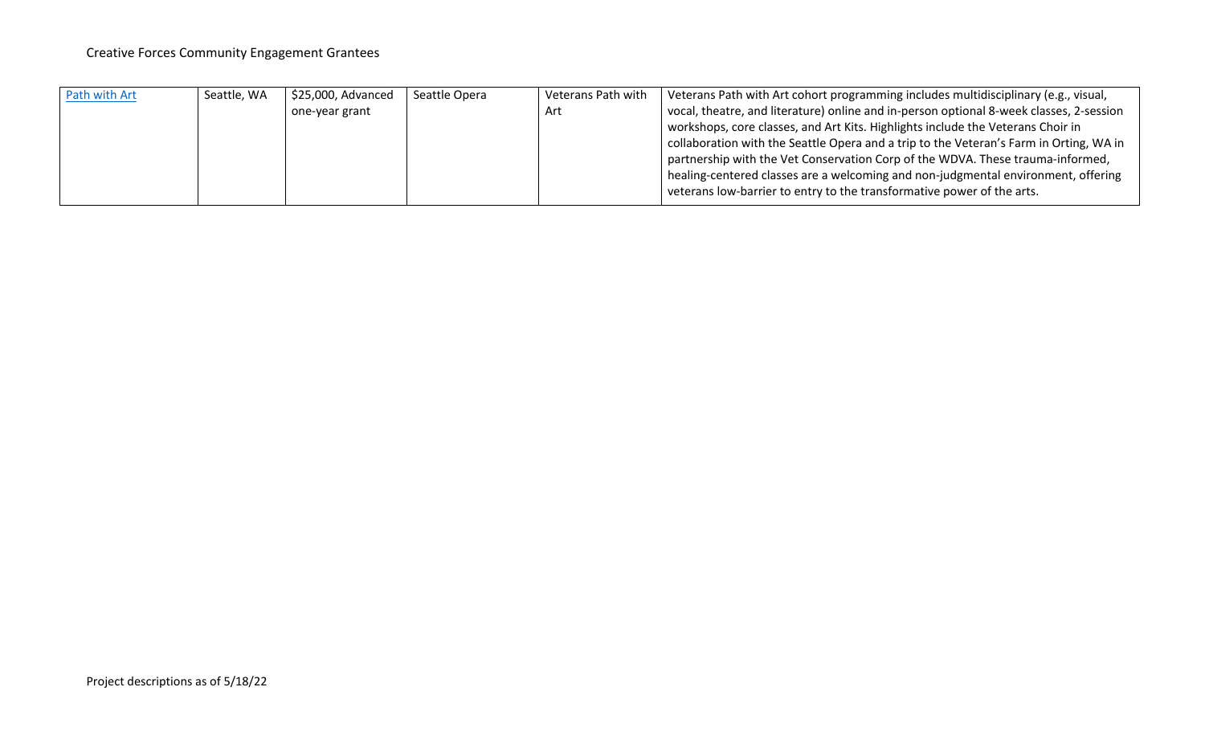| | | | | | |
|---|---|---|---|---|---|
| [Path with Art]() | Seattle, WA | $25,000, Advanced one-year grant | Seattle Opera | Veterans Path with Art | Veterans Path with Art cohort programming includes multidisciplinary (e.g., visual, vocal, theatre, and literature) online and in-person optional 8-week classes, 2-session workshops, core classes, and Art Kits. Highlights include the Veterans Choir in collaboration with the Seattle Opera and a trip to the Veteran's Farm in Orting, WA in partnership with the Vet Conservation Corp of the WDVA. These trauma-informed, healing-centered classes are a welcoming and non-judgmental environment, offering veterans low-barrier to entry to the transformative power of the arts. |